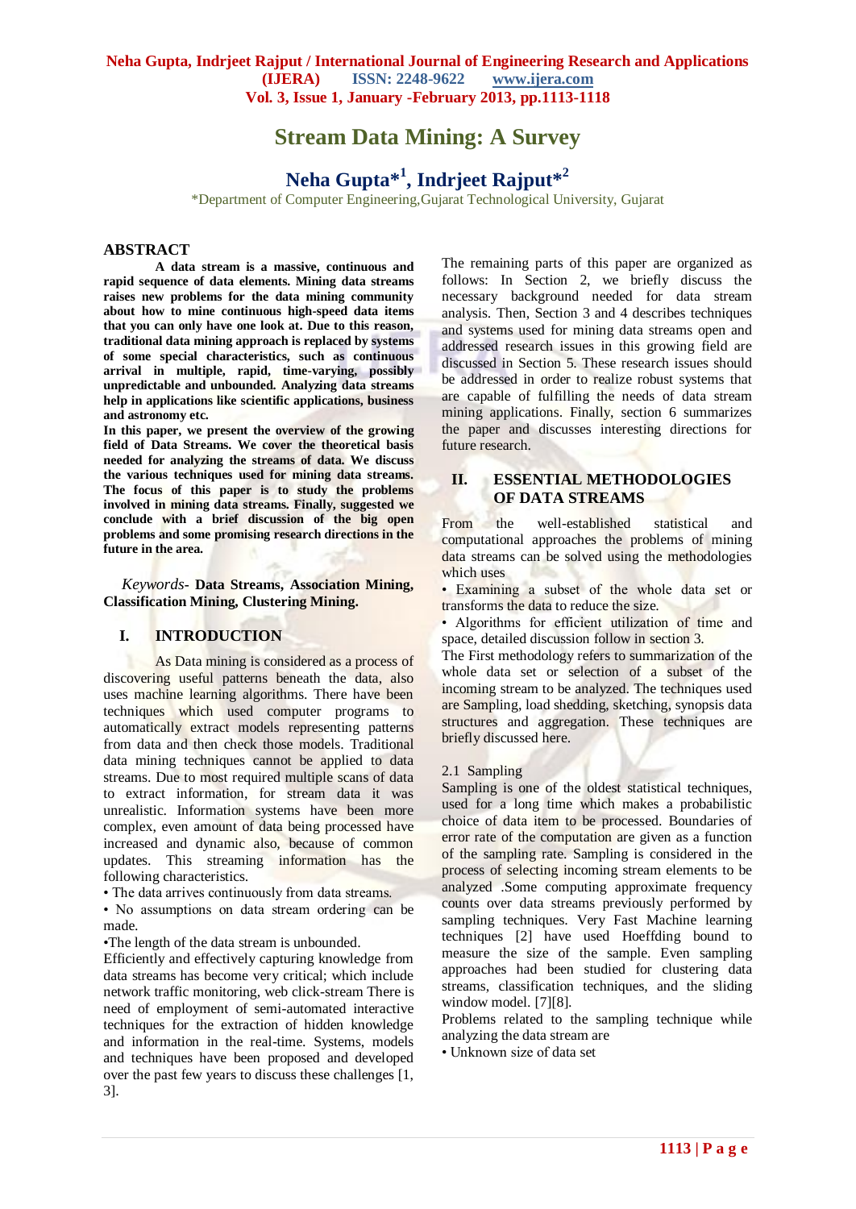# Stream Data Mining: A Survey

## Neha Gupta*[1], Indrjeet Rajput*[2]

*Department of Computer Engineering,Gujarat Technological University, Gujarat

## ABSTRACT

**A data stream is a massive, continuous and rapid sequence of data elements. Mining data streams raises new problems for the data mining community about how to mine continuous high-speed data items that you can only have one look at. Due to this reason, traditional data mining approach is replaced by systems of some special characteristics, such as continuous arrival in multiple, rapid, time-varying, possibly unpredictable and unbounded. Analyzing data streams help in applications like scientific applications, business and astronomy etc.**

**In this paper, we present the overview of the growing field of Data Streams. We cover the theoretical basis needed for analyzing the streams of data. We discuss the various techniques used for mining data streams. The focus of this paper is to study the problems involved in mining data streams. Finally, suggested we conclude with a brief discussion of the big open problems and some promising research directions in the future in the area.**

*Keywords-* **Data Streams, Association Mining, Classification Mining, Clustering Mining.**

## I. INTRODUCTION

As Data mining is considered as a process of discovering useful patterns beneath the data, also uses machine learning algorithms. There have been techniques which used computer programs to automatically extract models representing patterns from data and then check those models. Traditional data mining techniques cannot be applied to data streams. Due to most required multiple scans of data to extract information, for stream data it was unrealistic. Information systems have been more complex, even amount of data being processed have increased and dynamic also, because of common updates. This streaming information has the following characteristics.

- The data arrives continuously from data streams.
- No assumptions on data stream ordering can be made.
- The length of the data stream is unbounded.

Efficiently and effectively capturing knowledge from data streams has become very critical; which include network traffic monitoring, web click-stream There is need of employment of semi-automated interactive techniques for the extraction of hidden knowledge and information in the real-time. Systems, models and techniques have been proposed and developed over the past few years to discuss these challenges [1, 3].

The remaining parts of this paper are organized as follows: In Section 2, we briefly discuss the necessary background needed for data stream analysis. Then, Section 3 and 4 describes techniques and systems used for mining data streams open and addressed research issues in this growing field are discussed in Section 5. These research issues should be addressed in order to realize robust systems that are capable of fulfilling the needs of data stream mining applications. Finally, section 6 summarizes the paper and discusses interesting directions for future research.

## II. ESSENTIAL METHODOLOGIES OF DATA STREAMS

From the well-established statistical and computational approaches the problems of mining data streams can be solved using the methodologies which uses

- Examining a subset of the whole data set or transforms the data to reduce the size.
- Algorithms for efficient utilization of time and space, detailed discussion follow in section 3.

The First methodology refers to summarization of the whole data set or selection of a subset of the incoming stream to be analyzed. The techniques used are Sampling, load shedding, sketching, synopsis data structures and aggregation. These techniques are briefly discussed here.

### 2.1 Sampling

Sampling is one of the oldest statistical techniques, used for a long time which makes a probabilistic choice of data item to be processed. Boundaries of error rate of the computation are given as a function of the sampling rate. Sampling is considered in the process of selecting incoming stream elements to be analyzed .Some computing approximate frequency counts over data streams previously performed by sampling techniques. Very Fast Machine learning techniques [2] have used Hoeffding bound to measure the size of the sample. Even sampling approaches had been studied for clustering data streams, classification techniques, and the sliding window model. [7][8].

Problems related to the sampling technique while analyzing the data stream are

- Unknown size of data set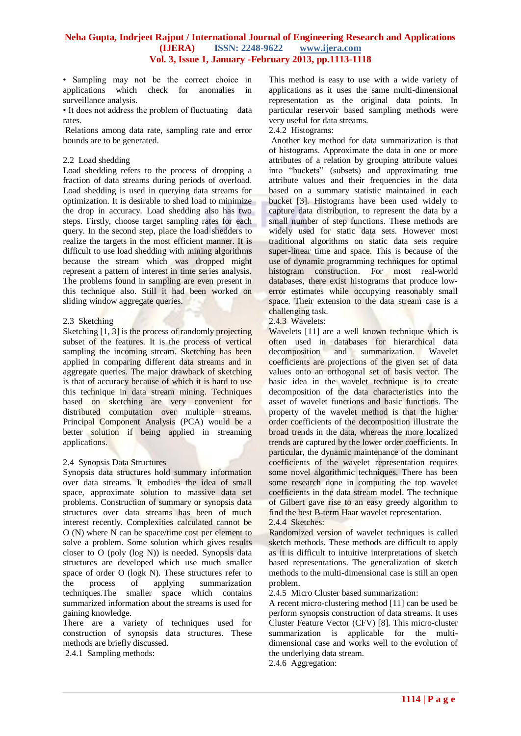- Sampling may not be the correct choice in applications which check for anomalies in surveillance analysis.
- It does not address the problem of fluctuating data rates.

Relations among data rate, sampling rate and error bounds are to be generated.

### 2.2 Load shedding

Load shedding refers to the process of dropping a fraction of data streams during periods of overload. Load shedding is used in querying data streams for optimization. It is desirable to shed load to minimize the drop in accuracy. Load shedding also has two steps. Firstly, choose target sampling rates for each query. In the second step, place the load shedders to realize the targets in the most efficient manner. It is difficult to use load shedding with mining algorithms because the stream which was dropped might represent a pattern of interest in time series analysis. The problems found in sampling are even present in this technique also. Still it had been worked on sliding window aggregate queries.

### 2.3 Sketching

Sketching [1, 3] is the process of randomly projecting subset of the features. It is the process of vertical sampling the incoming stream. Sketching has been applied in comparing different data streams and in aggregate queries. The major drawback of sketching is that of accuracy because of which it is hard to use this technique in data stream mining. Techniques based on sketching are very convenient for distributed computation over multiple streams. Principal Component Analysis (PCA) would be a better solution if being applied in streaming applications.

### 2.4 Synopsis Data Structures

Synopsis data structures hold summary information over data streams. It embodies the idea of small space, approximate solution to massive data set problems. Construction of summary or synopsis data structures over data streams has been of much interest recently. Complexities calculated cannot be O (N) where N can be space/time cost per element to solve a problem. Some solution which gives results closer to O (poly (log N)) is needed. Synopsis data structures are developed which use much smaller space of order O (logk N). These structures refer to the process of applying summarization techniques.The smaller space which contains summarized information about the streams is used for gaining knowledge.

There are a variety of techniques used for construction of synopsis data structures. These methods are briefly discussed.

#### 2.4.1 Sampling methods:

This method is easy to use with a wide variety of applications as it uses the same multi-dimensional representation as the original data points. In particular reservoir based sampling methods were very useful for data streams.

#### 2.4.2 Histograms:

Another key method for data summarization is that of histograms. Approximate the data in one or more attributes of a relation by grouping attribute values into "buckets" (subsets) and approximating true attribute values and their frequencies in the data based on a summary statistic maintained in each bucket [3]. Histograms have been used widely to capture data distribution, to represent the data by a small number of step functions. These methods are widely used for static data sets. However most traditional algorithms on static data sets require super-linear time and space. This is because of the use of dynamic programming techniques for optimal histogram construction. For most real-world databases, there exist histograms that produce low-error estimates while occupying reasonably small space. Their extension to the data stream case is a challenging task.

#### 2.4.3 Wavelets:

Wavelets [11] are a well known technique which is often used in databases for hierarchical data decomposition and summarization. Wavelet coefficients are projections of the given set of data values onto an orthogonal set of basis vector. The basic idea in the wavelet technique is to create decomposition of the data characteristics into the asset of wavelet functions and basic functions. The property of the wavelet method is that the higher order coefficients of the decomposition illustrate the broad trends in the data, whereas the more localized trends are captured by the lower order coefficients. In particular, the dynamic maintenance of the dominant coefficients of the wavelet representation requires some novel algorithmic techniques. There has been some research done in computing the top wavelet coefficients in the data stream model. The technique of Gilbert gave rise to an easy greedy algorithm to find the best B-term Haar wavelet representation.

#### 2.4.4 Sketches:

Randomized version of wavelet techniques is called sketch methods. These methods are difficult to apply as it is difficult to intuitive interpretations of sketch based representations. The generalization of sketch methods to the multi-dimensional case is still an open problem.

#### 2.4.5 Micro Cluster based summarization:

A recent micro-clustering method [11] can be used be perform synopsis construction of data streams. It uses Cluster Feature Vector (CFV) [8]. This micro-cluster summarization is applicable for the multi-dimensional case and works well to the evolution of the underlying data stream.

#### 2.4.6 Aggregation: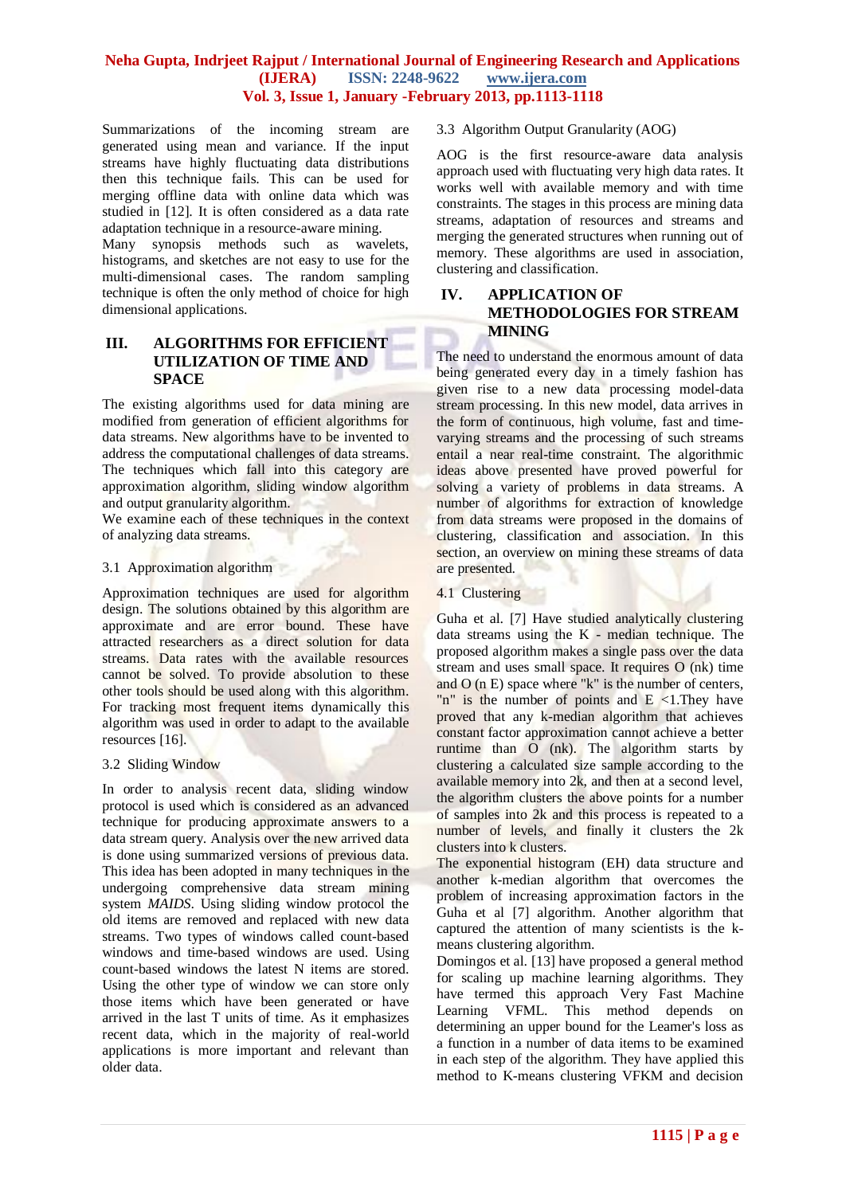Summarizations of the incoming stream are generated using mean and variance. If the input streams have highly fluctuating data distributions then this technique fails. This can be used for merging offline data with online data which was studied in [12]. It is often considered as a data rate adaptation technique in a resource-aware mining.

Many synopsis methods such as wavelets, histograms, and sketches are not easy to use for the multi-dimensional cases. The random sampling technique is often the only method of choice for high dimensional applications.

## III. ALGORITHMS FOR EFFICIENT UTILIZATION OF TIME AND SPACE

The existing algorithms used for data mining are modified from generation of efficient algorithms for data streams. New algorithms have to be invented to address the computational challenges of data streams. The techniques which fall into this category are approximation algorithm, sliding window algorithm and output granularity algorithm.

We examine each of these techniques in the context of analyzing data streams.

### 3.1 Approximation algorithm

Approximation techniques are used for algorithm design. The solutions obtained by this algorithm are approximate and are error bound. These have attracted researchers as a direct solution for data streams. Data rates with the available resources cannot be solved. To provide absolution to these other tools should be used along with this algorithm. For tracking most frequent items dynamically this algorithm was used in order to adapt to the available resources [16].

### 3.2 Sliding Window

In order to analysis recent data, sliding window protocol is used which is considered as an advanced technique for producing approximate answers to a data stream query. Analysis over the new arrived data is done using summarized versions of previous data. This idea has been adopted in many techniques in the undergoing comprehensive data stream mining system *MAIDS*. Using sliding window protocol the old items are removed and replaced with new data streams. Two types of windows called count-based windows and time-based windows are used. Using count-based windows the latest N items are stored. Using the other type of window we can store only those items which have been generated or have arrived in the last T units of time. As it emphasizes recent data, which in the majority of real-world applications is more important and relevant than older data.

### 3.3 Algorithm Output Granularity (AOG)

AOG is the first resource-aware data analysis approach used with fluctuating very high data rates. It works well with available memory and with time constraints. The stages in this process are mining data streams, adaptation of resources and streams and merging the generated structures when running out of memory. These algorithms are used in association, clustering and classification.

## IV. APPLICATION OF METHODOLOGIES FOR STREAM MINING

The need to understand the enormous amount of data being generated every day in a timely fashion has given rise to a new data processing model-data stream processing. In this new model, data arrives in the form of continuous, high volume, fast and time-varying streams and the processing of such streams entail a near real-time constraint. The algorithmic ideas above presented have proved powerful for solving a variety of problems in data streams. A number of algorithms for extraction of knowledge from data streams were proposed in the domains of clustering, classification and association. In this section, an overview on mining these streams of data are presented.

### 4.1 Clustering

Guha et al. [7] Have studied analytically clustering data streams using the K - median technique. The proposed algorithm makes a single pass over the data stream and uses small space. It requires O (nk) time and O (n E) space where "k" is the number of centers, "n" is the number of points and E <1.They have proved that any k-median algorithm that achieves constant factor approximation cannot achieve a better runtime than O (nk). The algorithm starts by clustering a calculated size sample according to the available memory into 2k, and then at a second level, the algorithm clusters the above points for a number of samples into 2k and this process is repeated to a number of levels, and finally it clusters the 2k clusters into k clusters.

The exponential histogram (EH) data structure and another k-median algorithm that overcomes the problem of increasing approximation factors in the Guha et al [7] algorithm. Another algorithm that captured the attention of many scientists is the k-means clustering algorithm.

Domingos et al. [13] have proposed a general method for scaling up machine learning algorithms. They have termed this approach Very Fast Machine Learning VFML. This method depends on determining an upper bound for the Learner's loss as a function in a number of data items to be examined in each step of the algorithm. They have applied this method to K-means clustering VFKM and decision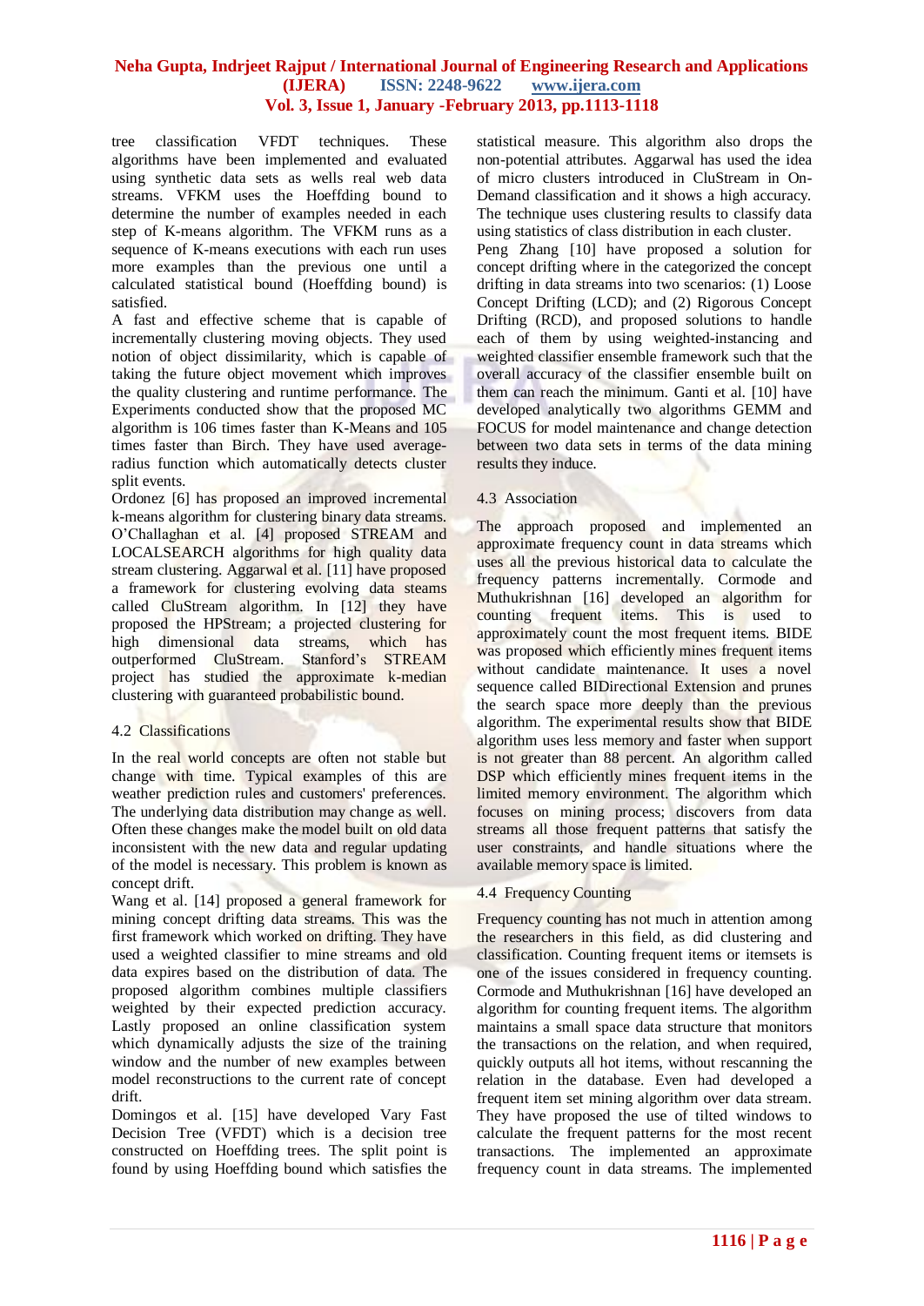tree classification VFDT techniques. These algorithms have been implemented and evaluated using synthetic data sets as wells real web data streams. VFKM uses the Hoeffding bound to determine the number of examples needed in each step of K-means algorithm. The VFKM runs as a sequence of K-means executions with each run uses more examples than the previous one until a calculated statistical bound (Hoeffding bound) is satisfied.

A fast and effective scheme that is capable of incrementally clustering moving objects. They used notion of object dissimilarity, which is capable of taking the future object movement which improves the quality clustering and runtime performance. The Experiments conducted show that the proposed MC algorithm is 106 times faster than K-Means and 105 times faster than Birch. They have used average-radius function which automatically detects cluster split events.

Ordonez [6] has proposed an improved incremental k-means algorithm for clustering binary data streams. O'Challaghan et al. [4] proposed STREAM and LOCALSEARCH algorithms for high quality data stream clustering. Aggarwal et al. [11] have proposed a framework for clustering evolving data steams called CluStream algorithm. In [12] they have proposed the HPStream; a projected clustering for high dimensional data streams, which has outperformed CluStream. Stanford's STREAM project has studied the approximate k-median clustering with guaranteed probabilistic bound.

### 4.2 Classifications

In the real world concepts are often not stable but change with time. Typical examples of this are weather prediction rules and customers' preferences. The underlying data distribution may change as well. Often these changes make the model built on old data inconsistent with the new data and regular updating of the model is necessary. This problem is known as concept drift.

Wang et al. [14] proposed a general framework for mining concept drifting data streams. This was the first framework which worked on drifting. They have used a weighted classifier to mine streams and old data expires based on the distribution of data. The proposed algorithm combines multiple classifiers weighted by their expected prediction accuracy. Lastly proposed an online classification system which dynamically adjusts the size of the training window and the number of new examples between model reconstructions to the current rate of concept drift.

Domingos et al. [15] have developed Vary Fast Decision Tree (VFDT) which is a decision tree constructed on Hoeffding trees. The split point is found by using Hoeffding bound which satisfies the statistical measure. This algorithm also drops the non-potential attributes. Aggarwal has used the idea of micro clusters introduced in CluStream in On-Demand classification and it shows a high accuracy. The technique uses clustering results to classify data using statistics of class distribution in each cluster.

Peng Zhang [10] have proposed a solution for concept drifting where in the categorized the concept drifting in data streams into two scenarios: (1) Loose Concept Drifting (LCD); and (2) Rigorous Concept Drifting (RCD), and proposed solutions to handle each of them by using weighted-instancing and weighted classifier ensemble framework such that the overall accuracy of the classifier ensemble built on them can reach the minimum. Ganti et al. [10] have developed analytically two algorithms GEMM and FOCUS for model maintenance and change detection between two data sets in terms of the data mining results they induce.

### 4.3 Association

The approach proposed and implemented an approximate frequency count in data streams which uses all the previous historical data to calculate the frequency patterns incrementally. Cormode and Muthukrishnan [16] developed an algorithm for counting frequent items. This is used to approximately count the most frequent items. BIDE was proposed which efficiently mines frequent items without candidate maintenance. It uses a novel sequence called BIDirectional Extension and prunes the search space more deeply than the previous algorithm. The experimental results show that BIDE algorithm uses less memory and faster when support is not greater than 88 percent. An algorithm called DSP which efficiently mines frequent items in the limited memory environment. The algorithm which focuses on mining process; discovers from data streams all those frequent patterns that satisfy the user constraints, and handle situations where the available memory space is limited.

### 4.4 Frequency Counting

Frequency counting has not much in attention among the researchers in this field, as did clustering and classification. Counting frequent items or itemsets is one of the issues considered in frequency counting. Cormode and Muthukrishnan [16] have developed an algorithm for counting frequent items. The algorithm maintains a small space data structure that monitors the transactions on the relation, and when required, quickly outputs all hot items, without rescanning the relation in the database. Even had developed a frequent item set mining algorithm over data stream. They have proposed the use of tilted windows to calculate the frequent patterns for the most recent transactions. The implemented an approximate frequency count in data streams. The implemented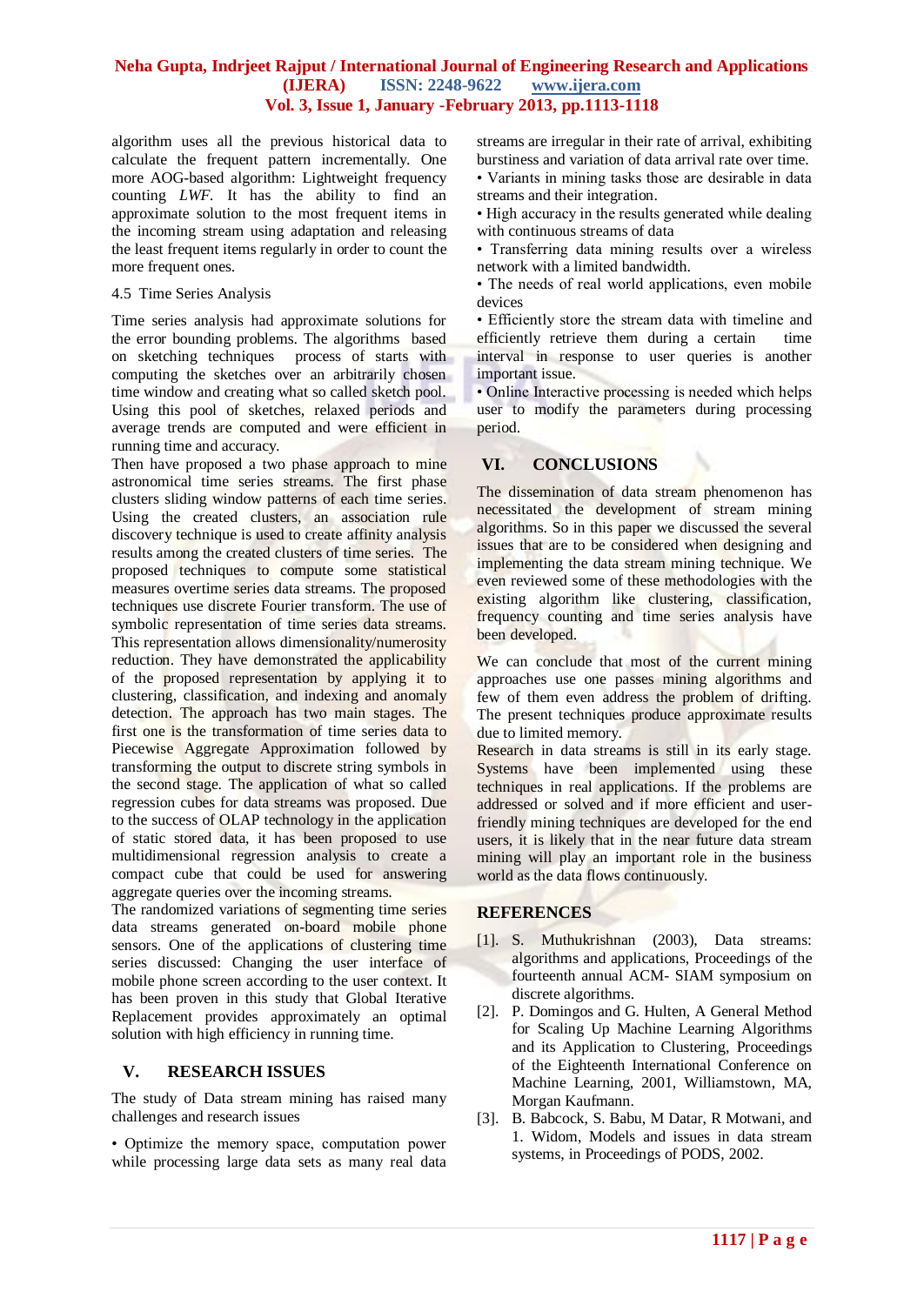algorithm uses all the previous historical data to calculate the frequent pattern incrementally. One more AOG-based algorithm: Lightweight frequency counting *LWF*. It has the ability to find an approximate solution to the most frequent items in the incoming stream using adaptation and releasing the least frequent items regularly in order to count the more frequent ones.

4.5 Time Series Analysis

Time series analysis had approximate solutions for the error bounding problems. The algorithms based on sketching techniques process of starts with computing the sketches over an arbitrarily chosen time window and creating what so called sketch pool. Using this pool of sketches, relaxed periods and average trends are computed and were efficient in running time and accuracy.

Then have proposed a two phase approach to mine astronomical time series streams. The first phase clusters sliding window patterns of each time series. Using the created clusters, an association rule discovery technique is used to create affinity analysis results among the created clusters of time series. The proposed techniques to compute some statistical measures overtime series data streams. The proposed techniques use discrete Fourier transform. The use of symbolic representation of time series data streams. This representation allows dimensionality/numerosity reduction. They have demonstrated the applicability of the proposed representation by applying it to clustering, classification, and indexing and anomaly detection. The approach has two main stages. The first one is the transformation of time series data to Piecewise Aggregate Approximation followed by transforming the output to discrete string symbols in the second stage. The application of what so called regression cubes for data streams was proposed. Due to the success of OLAP technology in the application of static stored data, it has been proposed to use multidimensional regression analysis to create a compact cube that could be used for answering aggregate queries over the incoming streams.

The randomized variations of segmenting time series data streams generated on-board mobile phone sensors. One of the applications of clustering time series discussed: Changing the user interface of mobile phone screen according to the user context. It has been proven in this study that Global Iterative Replacement provides approximately an optimal solution with high efficiency in running time.

## V. RESEARCH ISSUES

The study of Data stream mining has raised many challenges and research issues

- Optimize the memory space, computation power while processing large data sets as many real data streams are irregular in their rate of arrival, exhibiting burstiness and variation of data arrival rate over time.
- Variants in mining tasks those are desirable in data streams and their integration.
- High accuracy in the results generated while dealing with continuous streams of data
- Transferring data mining results over a wireless network with a limited bandwidth.
- The needs of real world applications, even mobile devices
- Efficiently store the stream data with timeline and efficiently retrieve them during a certain time interval in response to user queries is another important issue.
- Online Interactive processing is needed which helps user to modify the parameters during processing period.

## VI. CONCLUSIONS

The dissemination of data stream phenomenon has necessitated the development of stream mining algorithms. So in this paper we discussed the several issues that are to be considered when designing and implementing the data stream mining technique. We even reviewed some of these methodologies with the existing algorithm like clustering, classification, frequency counting and time series analysis have been developed.

We can conclude that most of the current mining approaches use one passes mining algorithms and few of them even address the problem of drifting. The present techniques produce approximate results due to limited memory.

Research in data streams is still in its early stage. Systems have been implemented using these techniques in real applications. If the problems are addressed or solved and if more efficient and user-friendly mining techniques are developed for the end users, it is likely that in the near future data stream mining will play an important role in the business world as the data flows continuously.

## REFERENCES

[1]. S. Muthukrishnan (2003), Data streams: algorithms and applications, Proceedings of the fourteenth annual ACM- SIAM symposium on discrete algorithms.

[2]. P. Domingos and G. Hulten, A General Method for Scaling Up Machine Learning Algorithms and its Application to Clustering, Proceedings of the Eighteenth International Conference on Machine Learning, 2001, Williamstown, MA, Morgan Kaufmann.

[3]. B. Babcock, S. Babu, M Datar, R Motwani, and 1. Widom, Models and issues in data stream systems, in Proceedings of PODS, 2002.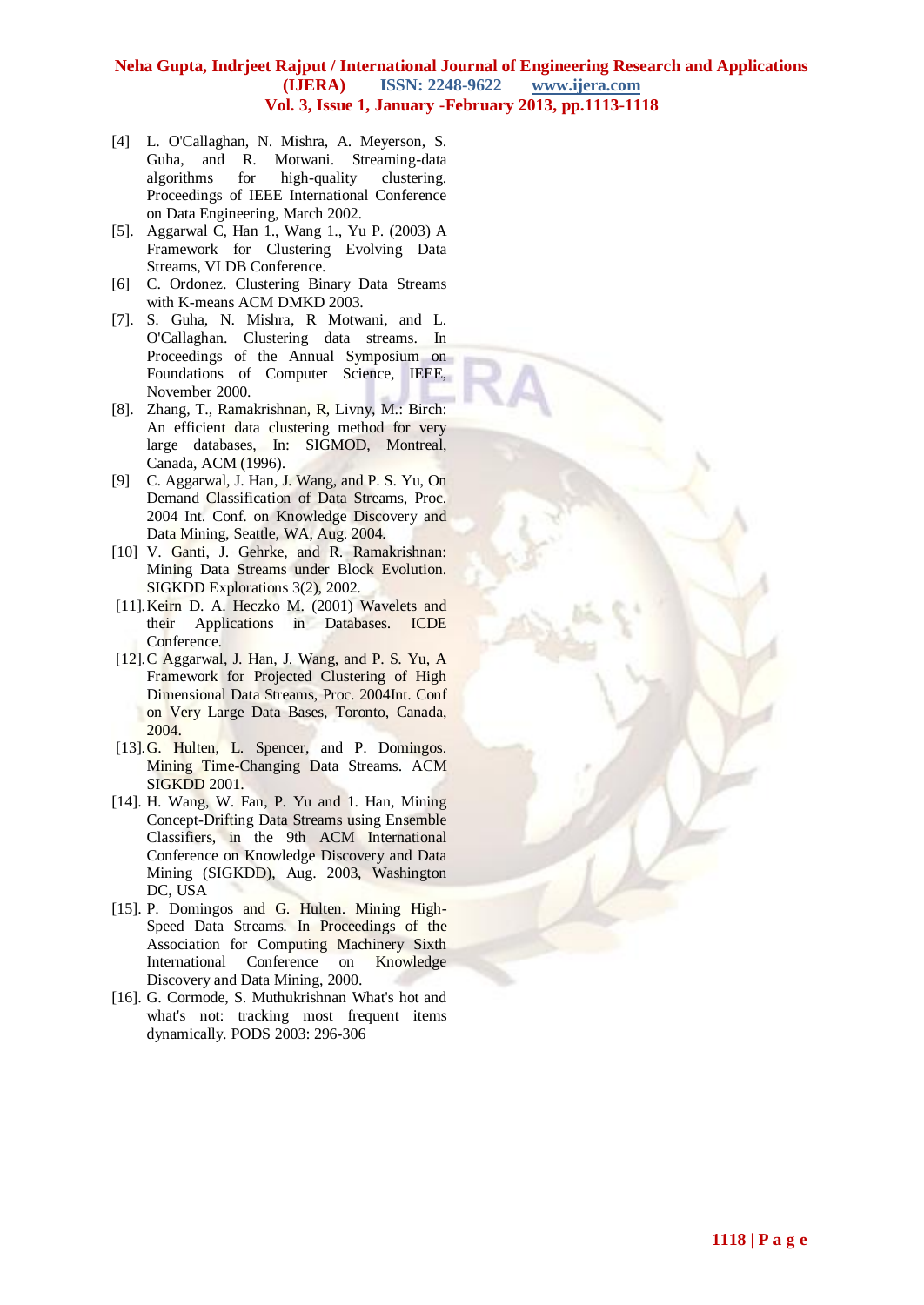- [4] L. O'Callaghan, N. Mishra, A. Meyerson, S. Guha, and R. Motwani. Streaming-data algorithms for high-quality clustering. Proceedings of IEEE International Conference on Data Engineering, March 2002.
- [5]. Aggarwal C, Han 1., Wang 1., Yu P. (2003) A Framework for Clustering Evolving Data Streams, VLDB Conference.
- [6] C. Ordonez. Clustering Binary Data Streams with K-means ACM DMKD 2003.
- [7]. S. Guha, N. Mishra, R Motwani, and L. O'Callaghan. Clustering data streams. In Proceedings of the Annual Symposium on Foundations of Computer Science, IEEE, November 2000.
- [8]. Zhang, T., Ramakrishnan, R, Livny, M.: Birch: An efficient data clustering method for very large databases, In: SIGMOD, Montreal, Canada, ACM (1996).
- [9] C. Aggarwal, J. Han, J. Wang, and P. S. Yu, On Demand Classification of Data Streams, Proc. 2004 Int. Conf. on Knowledge Discovery and Data Mining, Seattle, WA, Aug. 2004.
- [10] V. Ganti, J. Gehrke, and R. Ramakrishnan: Mining Data Streams under Block Evolution. SIGKDD Explorations 3(2), 2002.
- [11]. Keirn D. A. Heczko M. (2001) Wavelets and their Applications in Databases. ICDE Conference.
- [12]. C Aggarwal, J. Han, J. Wang, and P. S. Yu, A Framework for Projected Clustering of High Dimensional Data Streams, Proc. 2004Int. Conf on Very Large Data Bases, Toronto, Canada, 2004.
- [13]. G. Hulten, L. Spencer, and P. Domingos. Mining Time-Changing Data Streams. ACM SIGKDD 2001.
- [14]. H. Wang, W. Fan, P. Yu and 1. Han, Mining Concept-Drifting Data Streams using Ensemble Classifiers, in the 9th ACM International Conference on Knowledge Discovery and Data Mining (SIGKDD), Aug. 2003, Washington DC, USA
- [15]. P. Domingos and G. Hulten. Mining High-Speed Data Streams. In Proceedings of the Association for Computing Machinery Sixth International Conference on Knowledge Discovery and Data Mining, 2000.
- [16]. G. Cormode, S. Muthukrishnan What's hot and what's not: tracking most frequent items dynamically. PODS 2003: 296-306